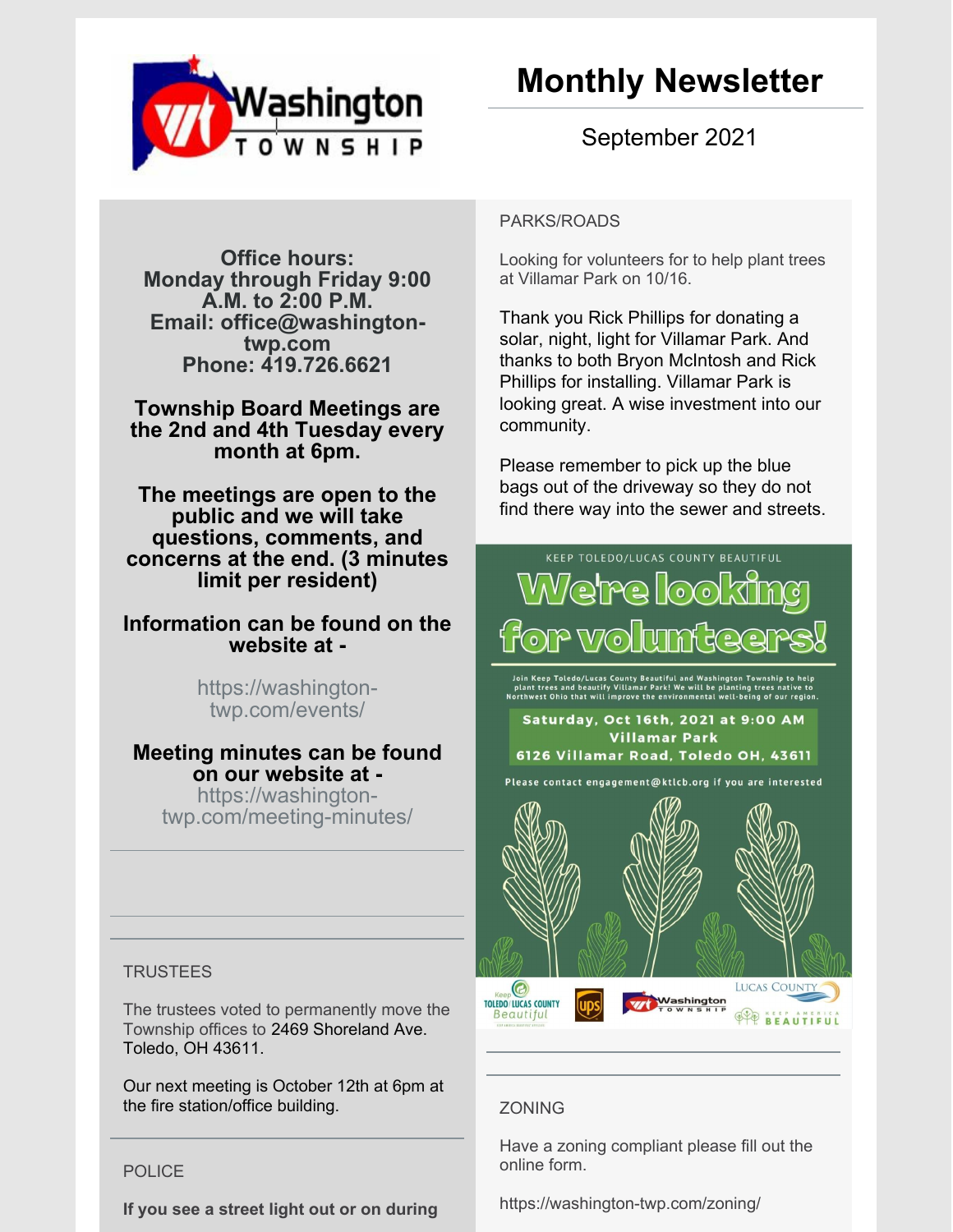Washington TOWNSHIP

# Monthly Newsletter

September 2021

**Office hours:**
**Monday through Friday 9:00 A.M. to 2:00 P.M.**
**Email: office@washington-twp.com**
**Phone: 419.726.6621**

**Township Board Meetings are the 2nd and 4th Tuesday every month at 6pm.**

**The meetings are open to the public and we will take questions, comments, and concerns at the end. (3 minutes limit per resident)**

**Information can be found on the website at -**

https://washington-twp.com/events/

**Meeting minutes can be found on our website at -**
https://washington-twp.com/meeting-minutes/

---

TRUSTEES

The trustees voted to permanently move the Township offices to 2469 Shoreland Ave. Toledo, OH 43611.

Our next meeting is October 12th at 6pm at the fire station/office building.

---

POLICE

**If you see a street light out or on during**

---

PARKS/ROADS

Looking for volunteers for to help plant trees at Villamar Park on 10/16.

Thank you Rick Phillips for donating a solar, night, light for Villamar Park. And thanks to both Bryon McIntosh and Rick Phillips for installing. Villamar Park is looking great. A wise investment into our community.

Please remember to pick up the blue bags out of the driveway so they do not find there way into the sewer and streets.

KEEP TOLEDO/LUCAS COUNTY BEAUTIFUL

## We're looking for volunteers!

Join Keep Toledo/Lucas County Beautiful and Washington Township to help plant trees and beautify Villamar Park! We will be planting trees native to Northwest Ohio that will improve the environmental well-being of our region.

**Saturday, Oct 16th, 2021 at 9:00 AM**
**Villamar Park**
**6126 Villamar Road, Toledo OH, 43611**

Please contact engagement@ktlcb.org if you are interested

Keep Toledo/Lucas County Beautiful | UPS | Washington Township | Lucas County | Keep America Beautiful

---

ZONING

Have a zoning compliant please fill out the online form.

https://washington-twp.com/zoning/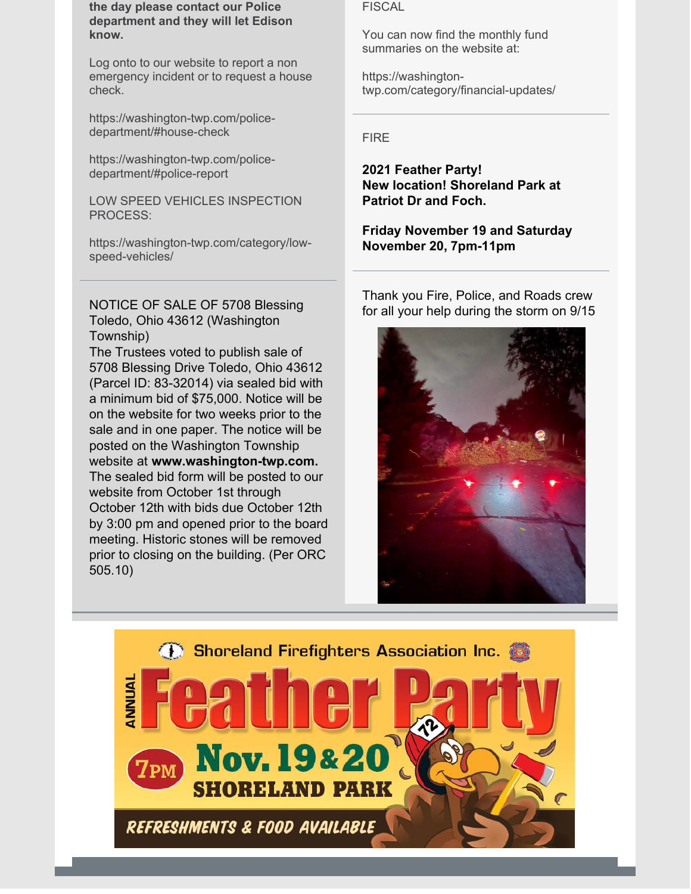**the day please contact our Police department and they will let Edison know.**

Log onto to our website to report a non emergency incident or to request a house check.

https://washington-twp.com/police-department/#house-check

https://washington-twp.com/police-department/#police-report

LOW SPEED VEHICLES INSPECTION PROCESS:

https://washington-twp.com/category/low-speed-vehicles/

---

NOTICE OF SALE OF 5708 Blessing Toledo, Ohio 43612 (Washington Township)
The Trustees voted to publish sale of 5708 Blessing Drive Toledo, Ohio 43612 (Parcel ID: 83-32014) via sealed bid with a minimum bid of $75,000. Notice will be on the website for two weeks prior to the sale and in one paper. The notice will be posted on the Washington Township website at **www.washington-twp.com.** The sealed bid form will be posted to our website from October 1st through October 12th with bids due October 12th by 3:00 pm and opened prior to the board meeting. Historic stones will be removed prior to closing on the building. (Per ORC 505.10)

FISCAL

You can now find the monthly fund summaries on the website at:

https://washington-twp.com/category/financial-updates/

---

FIRE

**2021 Feather Party!**
**New location! Shoreland Park at Patriot Dr and Foch.**

**Friday November 19 and Saturday November 20, 7pm-11pm**

---

Thank you Fire, Police, and Roads crew for all your help during the storm on 9/15

Shoreland Firefighters Association Inc.

ANNUAL

Feather Party

7PM

Nov. 19 & 20

SHORELAND PARK

REFRESHMENTS & FOOD AVAILABLE